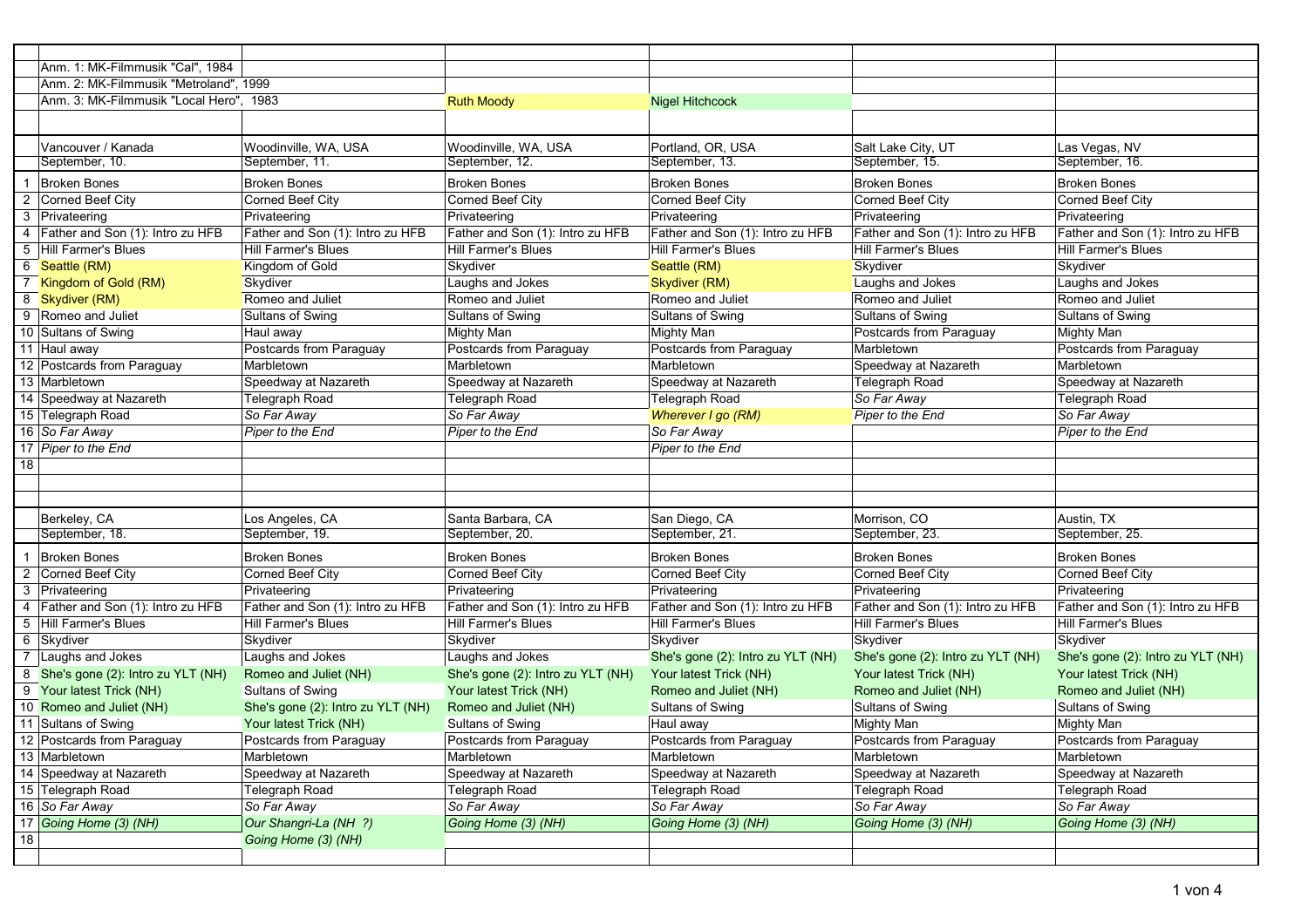| | | | | | | |
|---|---|---|---|---|---|---|
| | Anm. 1: MK-Filmmusik "Cal", 1984 | | | | | |
| | Anm. 2: MK-Filmmusik "Metroland", 1999 | | | | | |
| | Anm. 3: MK-Filmmusik "Local Hero", 1983 | | Ruth Moody | Nigel Hitchcock | | |
| | | | | | | |
| | Vancouver / Kanada | Woodinville, WA, USA | Woodinville, WA, USA | Portland, OR, USA | Salt Lake City, UT | Las Vegas, NV |
| | September, 10. | September, 11. | September, 12. | September, 13. | September, 15. | September, 16. |
| 1 | Broken Bones | Broken Bones | Broken Bones | Broken Bones | Broken Bones | Broken Bones |
| 2 | Corned Beef City | Corned Beef City | Corned Beef City | Corned Beef City | Corned Beef City | Corned Beef City |
| 3 | Privateering | Privateering | Privateering | Privateering | Privateering | Privateering |
| 4 | Father and Son (1): Intro zu HFB | Father and Son (1): Intro zu HFB | Father and Son (1): Intro zu HFB | Father and Son (1): Intro zu HFB | Father and Son (1): Intro zu HFB | Father and Son (1): Intro zu HFB |
| 5 | Hill Farmer's Blues | Hill Farmer's Blues | Hill Farmer's Blues | Hill Farmer's Blues | Hill Farmer's Blues | Hill Farmer's Blues |
| 6 | Seattle (RM) | Kingdom of Gold | Skydiver | Seattle (RM) | Skydiver | Skydiver |
| 7 | Kingdom of Gold (RM) | Skydiver | Laughs and Jokes | Skydiver (RM) | Laughs and Jokes | Laughs and Jokes |
| 8 | Skydiver (RM) | Romeo and Juliet | Romeo and Juliet | Romeo and Juliet | Romeo and Juliet | Romeo and Juliet |
| 9 | Romeo and Juliet | Sultans of Swing | Sultans of Swing | Sultans of Swing | Sultans of Swing | Sultans of Swing |
| 10 | Sultans of Swing | Haul away | Mighty Man | Mighty Man | Postcards from Paraguay | Mighty Man |
| 11 | Haul away | Postcards from Paraguay | Postcards from Paraguay | Postcards from Paraguay | Marbletown | Postcards from Paraguay |
| 12 | Postcards from Paraguay | Marbletown | Marbletown | Marbletown | Speedway at Nazareth | Marbletown |
| 13 | Marbletown | Speedway at Nazareth | Speedway at Nazareth | Speedway at Nazareth | Telegraph Road | Speedway at Nazareth |
| 14 | Speedway at Nazareth | Telegraph Road | Telegraph Road | Telegraph Road | *So Far Away* | Telegraph Road |
| 15 | Telegraph Road | *So Far Away* | *So Far Away* | *Wherever I go (RM)* | *Piper to the End* | *So Far Away* |
| 16 | *So Far Away* | *Piper to the End* | *Piper to the End* | *So Far Away* | | *Piper to the End* |
| 17 | *Piper to the End* | | | *Piper to the End* | | |
| 18 | | | | | | |
| | | | | | | |
| | | | | | | |
| | Berkeley, CA | Los Angeles, CA | Santa Barbara, CA | San Diego, CA | Morrison, CO | Austin, TX |
| | September, 18. | September, 19. | September, 20. | September, 21. | September, 23. | September, 25. |
| 1 | Broken Bones | Broken Bones | Broken Bones | Broken Bones | Broken Bones | Broken Bones |
| 2 | Corned Beef City | Corned Beef City | Corned Beef City | Corned Beef City | Corned Beef City | Corned Beef City |
| 3 | Privateering | Privateering | Privateering | Privateering | Privateering | Privateering |
| 4 | Father and Son (1): Intro zu HFB | Father and Son (1): Intro zu HFB | Father and Son (1): Intro zu HFB | Father and Son (1): Intro zu HFB | Father and Son (1): Intro zu HFB | Father and Son (1): Intro zu HFB |
| 5 | Hill Farmer's Blues | Hill Farmer's Blues | Hill Farmer's Blues | Hill Farmer's Blues | Hill Farmer's Blues | Hill Farmer's Blues |
| 6 | Skydiver | Skydiver | Skydiver | Skydiver | Skydiver | Skydiver |
| 7 | Laughs and Jokes | Laughs and Jokes | Laughs and Jokes | She's gone (2): Intro zu YLT (NH) | She's gone (2): Intro zu YLT (NH) | She's gone (2): Intro zu YLT (NH) |
| 8 | She's gone (2): Intro zu YLT (NH) | Romeo and Juliet (NH) | She's gone (2): Intro zu YLT (NH) | Your latest Trick (NH) | Your latest Trick (NH) | Your latest Trick (NH) |
| 9 | Your latest Trick (NH) | Sultans of Swing | Your latest Trick (NH) | Romeo and Juliet (NH) | Romeo and Juliet (NH) | Romeo and Juliet (NH) |
| 10 | Romeo and Juliet (NH) | She's gone (2): Intro zu YLT (NH) | Romeo and Juliet (NH) | Sultans of Swing | Sultans of Swing | Sultans of Swing |
| 11 | Sultans of Swing | Your latest Trick (NH) | Sultans of Swing | Haul away | Mighty Man | Mighty Man |
| 12 | Postcards from Paraguay | Postcards from Paraguay | Postcards from Paraguay | Postcards from Paraguay | Postcards from Paraguay | Postcards from Paraguay |
| 13 | Marbletown | Marbletown | Marbletown | Marbletown | Marbletown | Marbletown |
| 14 | Speedway at Nazareth | Speedway at Nazareth | Speedway at Nazareth | Speedway at Nazareth | Speedway at Nazareth | Speedway at Nazareth |
| 15 | Telegraph Road | Telegraph Road | Telegraph Road | Telegraph Road | Telegraph Road | Telegraph Road |
| 16 | *So Far Away* | *So Far Away* | *So Far Away* | *So Far Away* | *So Far Away* | *So Far Away* |
| 17 | *Going Home (3) (NH)* | *Our Shangri-La (NH ?)* | *Going Home (3) (NH)* | *Going Home (3) (NH)* | *Going Home (3) (NH)* | *Going Home (3) (NH)* |
| 18 | | *Going Home (3) (NH)* | | | | |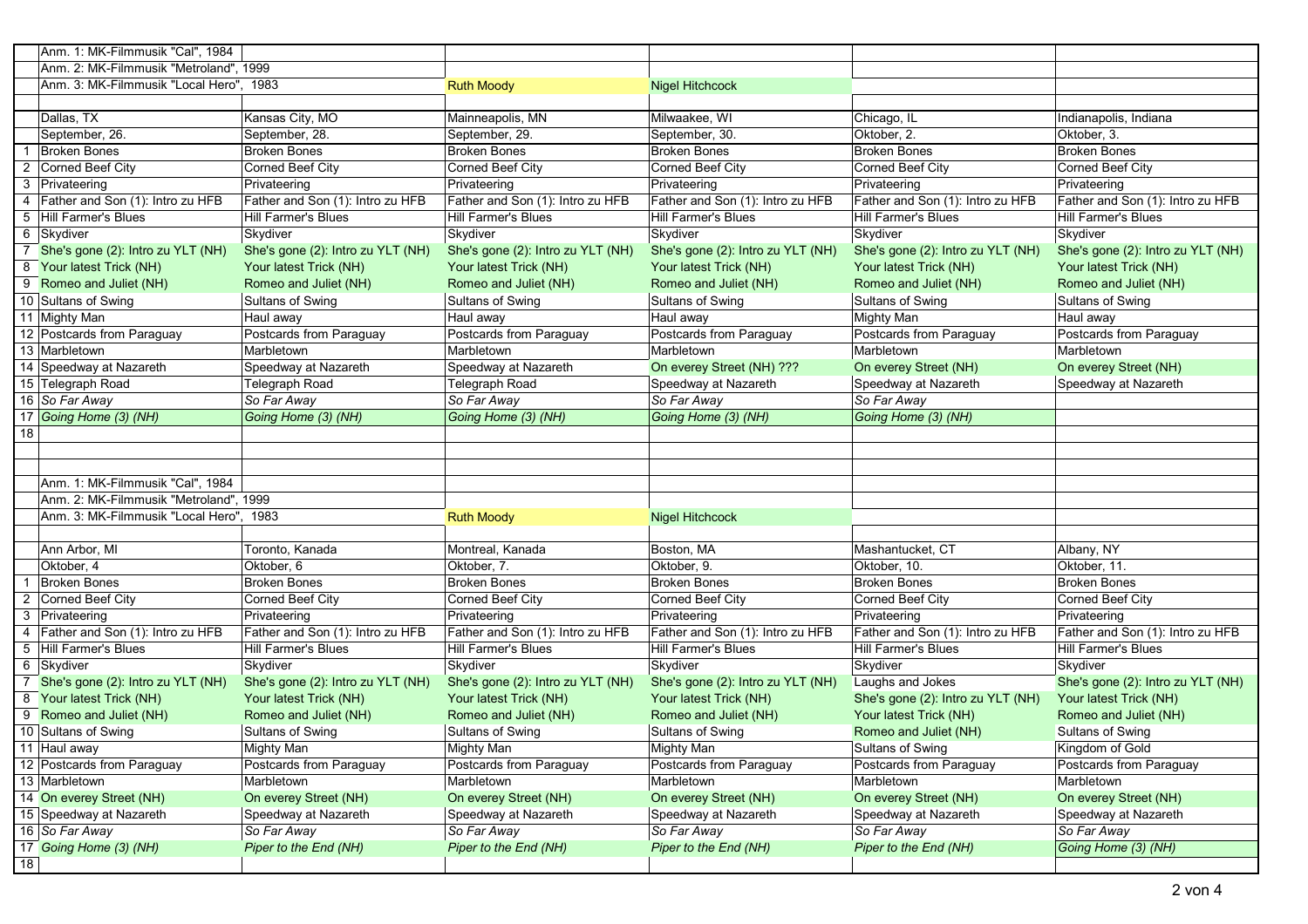| | | | | | | |
|---|---|---|---|---|---|---|
| | Anm. 1: MK-Filmmusik "Cal", 1984 | | | | | |
| | Anm. 2: MK-Filmmusik "Metroland", 1999 | | | | | |
| | Anm. 3: MK-Filmmusik "Local Hero", 1983 | | Ruth Moody | Nigel Hitchcock | | |
| | | | | | | |
| | Dallas, TX | Kansas City, MO | Mainneapolis, MN | Milwaakee, WI | Chicago, IL | Indianapolis, Indiana |
| | September, 26. | September, 28. | September, 29. | September, 30. | Oktober, 2. | Oktober, 3. |
| 1 | Broken Bones | Broken Bones | Broken Bones | Broken Bones | Broken Bones | Broken Bones |
| 2 | Corned Beef City | Corned Beef City | Corned Beef City | Corned Beef City | Corned Beef City | Corned Beef City |
| 3 | Privateering | Privateering | Privateering | Privateering | Privateering | Privateering |
| 4 | Father and Son (1): Intro zu HFB | Father and Son (1): Intro zu HFB | Father and Son (1): Intro zu HFB | Father and Son (1): Intro zu HFB | Father and Son (1): Intro zu HFB | Father and Son (1): Intro zu HFB |
| 5 | Hill Farmer's Blues | Hill Farmer's Blues | Hill Farmer's Blues | Hill Farmer's Blues | Hill Farmer's Blues | Hill Farmer's Blues |
| 6 | Skydiver | Skydiver | Skydiver | Skydiver | Skydiver | Skydiver |
| 7 | She's gone (2): Intro zu YLT (NH) | She's gone (2): Intro zu YLT (NH) | She's gone (2): Intro zu YLT (NH) | She's gone (2): Intro zu YLT (NH) | She's gone (2): Intro zu YLT (NH) | She's gone (2): Intro zu YLT (NH) |
| 8 | Your latest Trick (NH) | Your latest Trick (NH) | Your latest Trick (NH) | Your latest Trick (NH) | Your latest Trick (NH) | Your latest Trick (NH) |
| 9 | Romeo and Juliet (NH) | Romeo and Juliet (NH) | Romeo and Juliet (NH) | Romeo and Juliet (NH) | Romeo and Juliet (NH) | Romeo and Juliet (NH) |
| 10 | Sultans of Swing | Sultans of Swing | Sultans of Swing | Sultans of Swing | Sultans of Swing | Sultans of Swing |
| 11 | Mighty Man | Haul away | Haul away | Haul away | Mighty Man | Haul away |
| 12 | Postcards from Paraguay | Postcards from Paraguay | Postcards from Paraguay | Postcards from Paraguay | Postcards from Paraguay | Postcards from Paraguay |
| 13 | Marbletown | Marbletown | Marbletown | Marbletown | Marbletown | Marbletown |
| 14 | Speedway at Nazareth | Speedway at Nazareth | Speedway at Nazareth | On everey Street (NH) ??? | On everey Street (NH) | On everey Street (NH) |
| 15 | Telegraph Road | Telegraph Road | Telegraph Road | Speedway at Nazareth | Speedway at Nazareth | Speedway at Nazareth |
| 16 | *So Far Away* | *So Far Away* | *So Far Away* | *So Far Away* | *So Far Away* | |
| 17 | *Going Home (3) (NH)* | *Going Home (3) (NH)* | *Going Home (3) (NH)* | *Going Home (3) (NH)* | *Going Home (3) (NH)* | |
| 18 | | | | | | |

| | | | | | | |
|---|---|---|---|---|---|---|
| | Anm. 1: MK-Filmmusik "Cal", 1984 | | | | | |
| | Anm. 2: MK-Filmmusik "Metroland", 1999 | | | | | |
| | Anm. 3: MK-Filmmusik "Local Hero", 1983 | | Ruth Moody | Nigel Hitchcock | | |
| | | | | | | |
| | Ann Arbor, MI | Toronto, Kanada | Montreal, Kanada | Boston, MA | Mashantucket, CT | Albany, NY |
| | Oktober, 4 | Oktober, 6 | Oktober, 7. | Oktober, 9. | Oktober, 10. | Oktober, 11. |
| 1 | Broken Bones | Broken Bones | Broken Bones | Broken Bones | Broken Bones | Broken Bones |
| 2 | Corned Beef City | Corned Beef City | Corned Beef City | Corned Beef City | Corned Beef City | Corned Beef City |
| 3 | Privateering | Privateering | Privateering | Privateering | Privateering | Privateering |
| 4 | Father and Son (1): Intro zu HFB | Father and Son (1): Intro zu HFB | Father and Son (1): Intro zu HFB | Father and Son (1): Intro zu HFB | Father and Son (1): Intro zu HFB | Father and Son (1): Intro zu HFB |
| 5 | Hill Farmer's Blues | Hill Farmer's Blues | Hill Farmer's Blues | Hill Farmer's Blues | Hill Farmer's Blues | Hill Farmer's Blues |
| 6 | Skydiver | Skydiver | Skydiver | Skydiver | Skydiver | Skydiver |
| 7 | She's gone (2): Intro zu YLT (NH) | She's gone (2): Intro zu YLT (NH) | She's gone (2): Intro zu YLT (NH) | She's gone (2): Intro zu YLT (NH) | Laughs and Jokes | She's gone (2): Intro zu YLT (NH) |
| 8 | Your latest Trick (NH) | Your latest Trick (NH) | Your latest Trick (NH) | Your latest Trick (NH) | She's gone (2): Intro zu YLT (NH) | Your latest Trick (NH) |
| 9 | Romeo and Juliet (NH) | Romeo and Juliet (NH) | Romeo and Juliet (NH) | Romeo and Juliet (NH) | Your latest Trick (NH) | Romeo and Juliet (NH) |
| 10 | Sultans of Swing | Sultans of Swing | Sultans of Swing | Sultans of Swing | Romeo and Juliet (NH) | Sultans of Swing |
| 11 | Haul away | Mighty Man | Mighty Man | Mighty Man | Sultans of Swing | Kingdom of Gold |
| 12 | Postcards from Paraguay | Postcards from Paraguay | Postcards from Paraguay | Postcards from Paraguay | Postcards from Paraguay | Postcards from Paraguay |
| 13 | Marbletown | Marbletown | Marbletown | Marbletown | Marbletown | Marbletown |
| 14 | On everey Street (NH) | On everey Street (NH) | On everey Street (NH) | On everey Street (NH) | On everey Street (NH) | On everey Street (NH) |
| 15 | Speedway at Nazareth | Speedway at Nazareth | Speedway at Nazareth | Speedway at Nazareth | Speedway at Nazareth | Speedway at Nazareth |
| 16 | *So Far Away* | *So Far Away* | *So Far Away* | *So Far Away* | *So Far Away* | *So Far Away* |
| 17 | *Going Home (3) (NH)* | *Piper to the End (NH)* | *Piper to the End (NH)* | *Piper to the End (NH)* | *Piper to the End (NH)* | *Going Home (3) (NH)* |
| 18 | | | | | | |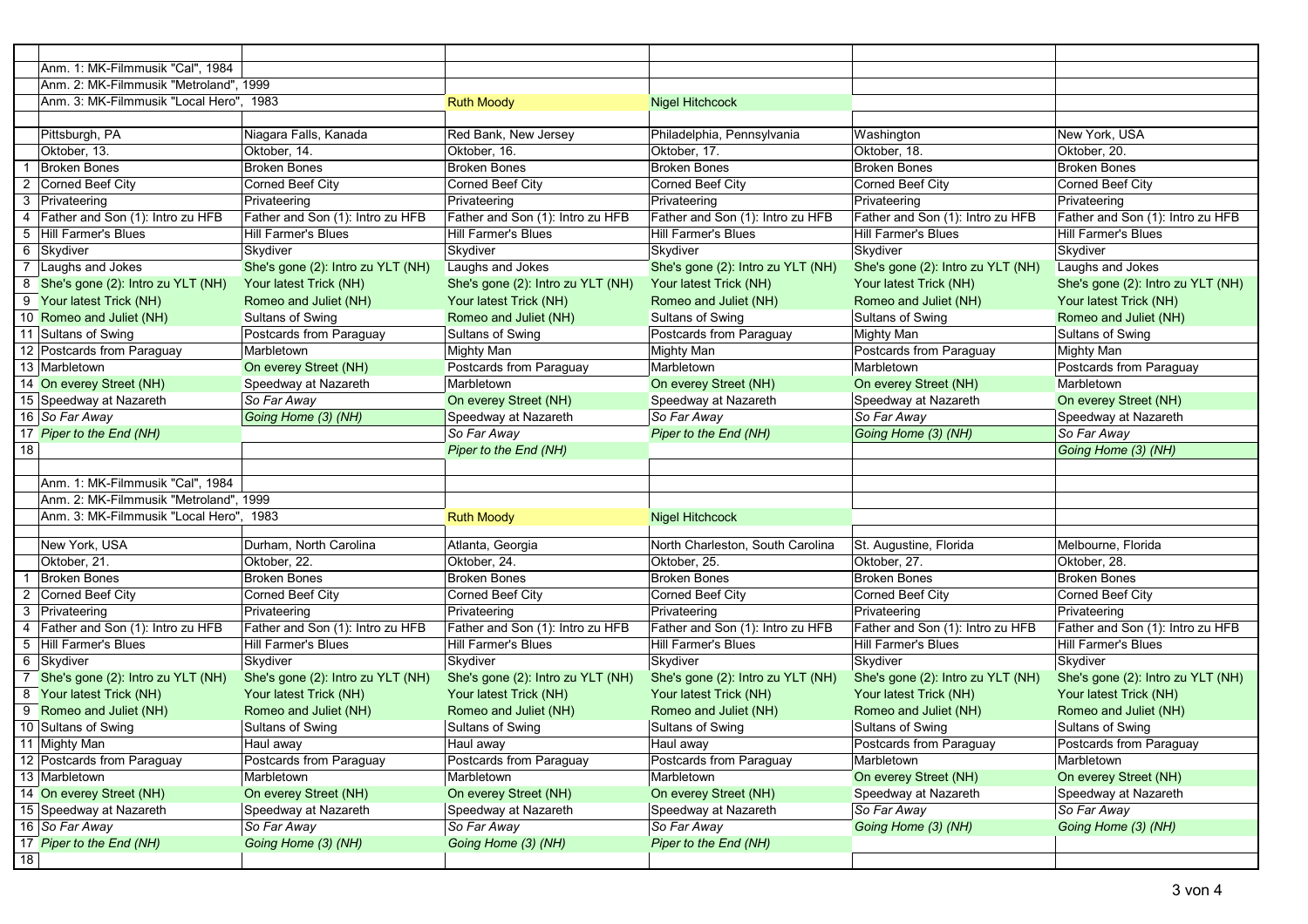| | | | | | | |
|---|---|---|---|---|---|---|
| | Anm. 1: MK-Filmmusik "Cal", 1984 | | | | | |
| | Anm. 2: MK-Filmmusik "Metroland", 1999 | | | | | |
| | Anm. 3: MK-Filmmusik "Local Hero", 1983 | | Ruth Moody | Nigel Hitchcock | | |
| | | | | | | |
| | Pittsburgh, PA | Niagara Falls, Kanada | Red Bank, New Jersey | Philadelphia, Pennsylvania | Washington | New York, USA |
| | Oktober, 13. | Oktober, 14. | Oktober, 16. | Oktober, 17. | Oktober, 18. | Oktober, 20. |
| 1 | Broken Bones | Broken Bones | Broken Bones | Broken Bones | Broken Bones | Broken Bones |
| 2 | Corned Beef City | Corned Beef City | Corned Beef City | Corned Beef City | Corned Beef City | Corned Beef City |
| 3 | Privateering | Privateering | Privateering | Privateering | Privateering | Privateering |
| 4 | Father and Son (1): Intro zu HFB | Father and Son (1): Intro zu HFB | Father and Son (1): Intro zu HFB | Father and Son (1): Intro zu HFB | Father and Son (1): Intro zu HFB | Father and Son (1): Intro zu HFB |
| 5 | Hill Farmer's Blues | Hill Farmer's Blues | Hill Farmer's Blues | Hill Farmer's Blues | Hill Farmer's Blues | Hill Farmer's Blues |
| 6 | Skydiver | Skydiver | Skydiver | Skydiver | Skydiver | Skydiver |
| 7 | Laughs and Jokes | She's gone (2): Intro zu YLT (NH) | Laughs and Jokes | She's gone (2): Intro zu YLT (NH) | She's gone (2): Intro zu YLT (NH) | Laughs and Jokes |
| 8 | She's gone (2): Intro zu YLT (NH) | Your latest Trick (NH) | She's gone (2): Intro zu YLT (NH) | Your latest Trick (NH) | Your latest Trick (NH) | She's gone (2): Intro zu YLT (NH) |
| 9 | Your latest Trick (NH) | Romeo and Juliet (NH) | Your latest Trick (NH) | Romeo and Juliet (NH) | Romeo and Juliet (NH) | Your latest Trick (NH) |
| 10 | Romeo and Juliet (NH) | Sultans of Swing | Romeo and Juliet (NH) | Sultans of Swing | Sultans of Swing | Romeo and Juliet (NH) |
| 11 | Sultans of Swing | Postcards from Paraguay | Sultans of Swing | Postcards from Paraguay | Mighty Man | Sultans of Swing |
| 12 | Postcards from Paraguay | Marbletown | Mighty Man | Mighty Man | Postcards from Paraguay | Mighty Man |
| 13 | Marbletown | On everey Street (NH) | Postcards from Paraguay | Marbletown | Marbletown | Postcards from Paraguay |
| 14 | On everey Street (NH) | Speedway at Nazareth | Marbletown | On everey Street (NH) | On everey Street (NH) | Marbletown |
| 15 | Speedway at Nazareth | *So Far Away* | On everey Street (NH) | Speedway at Nazareth | Speedway at Nazareth | On everey Street (NH) |
| 16 | *So Far Away* | *Going Home (3) (NH)* | Speedway at Nazareth | *So Far Away* | *So Far Away* | Speedway at Nazareth |
| 17 | *Piper to the End (NH)* | | *So Far Away* | *Piper to the End (NH)* | *Going Home (3) (NH)* | *So Far Away* |
| 18 | | | *Piper to the End (NH)* | | | *Going Home (3) (NH)* |

| | | | | | | |
|---|---|---|---|---|---|---|
| | Anm. 1: MK-Filmmusik "Cal", 1984 | | | | | |
| | Anm. 2: MK-Filmmusik "Metroland", 1999 | | | | | |
| | Anm. 3: MK-Filmmusik "Local Hero", 1983 | | Ruth Moody | Nigel Hitchcock | | |
| | | | | | | |
| | New York, USA | Durham, North Carolina | Atlanta, Georgia | North Charleston, South Carolina | St. Augustine, Florida | Melbourne, Florida |
| | Oktober, 21. | Oktober, 22. | Oktober, 24. | Oktober, 25. | Oktober, 27. | Oktober, 28. |
| 1 | Broken Bones | Broken Bones | Broken Bones | Broken Bones | Broken Bones | Broken Bones |
| 2 | Corned Beef City | Corned Beef City | Corned Beef City | Corned Beef City | Corned Beef City | Corned Beef City |
| 3 | Privateering | Privateering | Privateering | Privateering | Privateering | Privateering |
| 4 | Father and Son (1): Intro zu HFB | Father and Son (1): Intro zu HFB | Father and Son (1): Intro zu HFB | Father and Son (1): Intro zu HFB | Father and Son (1): Intro zu HFB | Father and Son (1): Intro zu HFB |
| 5 | Hill Farmer's Blues | Hill Farmer's Blues | Hill Farmer's Blues | Hill Farmer's Blues | Hill Farmer's Blues | Hill Farmer's Blues |
| 6 | Skydiver | Skydiver | Skydiver | Skydiver | Skydiver | Skydiver |
| 7 | She's gone (2): Intro zu YLT (NH) | She's gone (2): Intro zu YLT (NH) | She's gone (2): Intro zu YLT (NH) | She's gone (2): Intro zu YLT (NH) | She's gone (2): Intro zu YLT (NH) | She's gone (2): Intro zu YLT (NH) |
| 8 | Your latest Trick (NH) | Your latest Trick (NH) | Your latest Trick (NH) | Your latest Trick (NH) | Your latest Trick (NH) | Your latest Trick (NH) |
| 9 | Romeo and Juliet (NH) | Romeo and Juliet (NH) | Romeo and Juliet (NH) | Romeo and Juliet (NH) | Romeo and Juliet (NH) | Romeo and Juliet (NH) |
| 10 | Sultans of Swing | Sultans of Swing | Sultans of Swing | Sultans of Swing | Sultans of Swing | Sultans of Swing |
| 11 | Mighty Man | Haul away | Haul away | Haul away | Postcards from Paraguay | Postcards from Paraguay |
| 12 | Postcards from Paraguay | Postcards from Paraguay | Postcards from Paraguay | Postcards from Paraguay | Marbletown | Marbletown |
| 13 | Marbletown | Marbletown | Marbletown | Marbletown | On everey Street (NH) | On everey Street (NH) |
| 14 | On everey Street (NH) | On everey Street (NH) | On everey Street (NH) | On everey Street (NH) | Speedway at Nazareth | Speedway at Nazareth |
| 15 | Speedway at Nazareth | Speedway at Nazareth | Speedway at Nazareth | Speedway at Nazareth | *So Far Away* | *So Far Away* |
| 16 | *So Far Away* | *So Far Away* | *So Far Away* | *So Far Away* | *Going Home (3) (NH)* | *Going Home (3) (NH)* |
| 17 | *Piper to the End (NH)* | *Going Home (3) (NH)* | *Going Home (3) (NH)* | *Piper to the End (NH)* | | |
| 18 | | | | | | |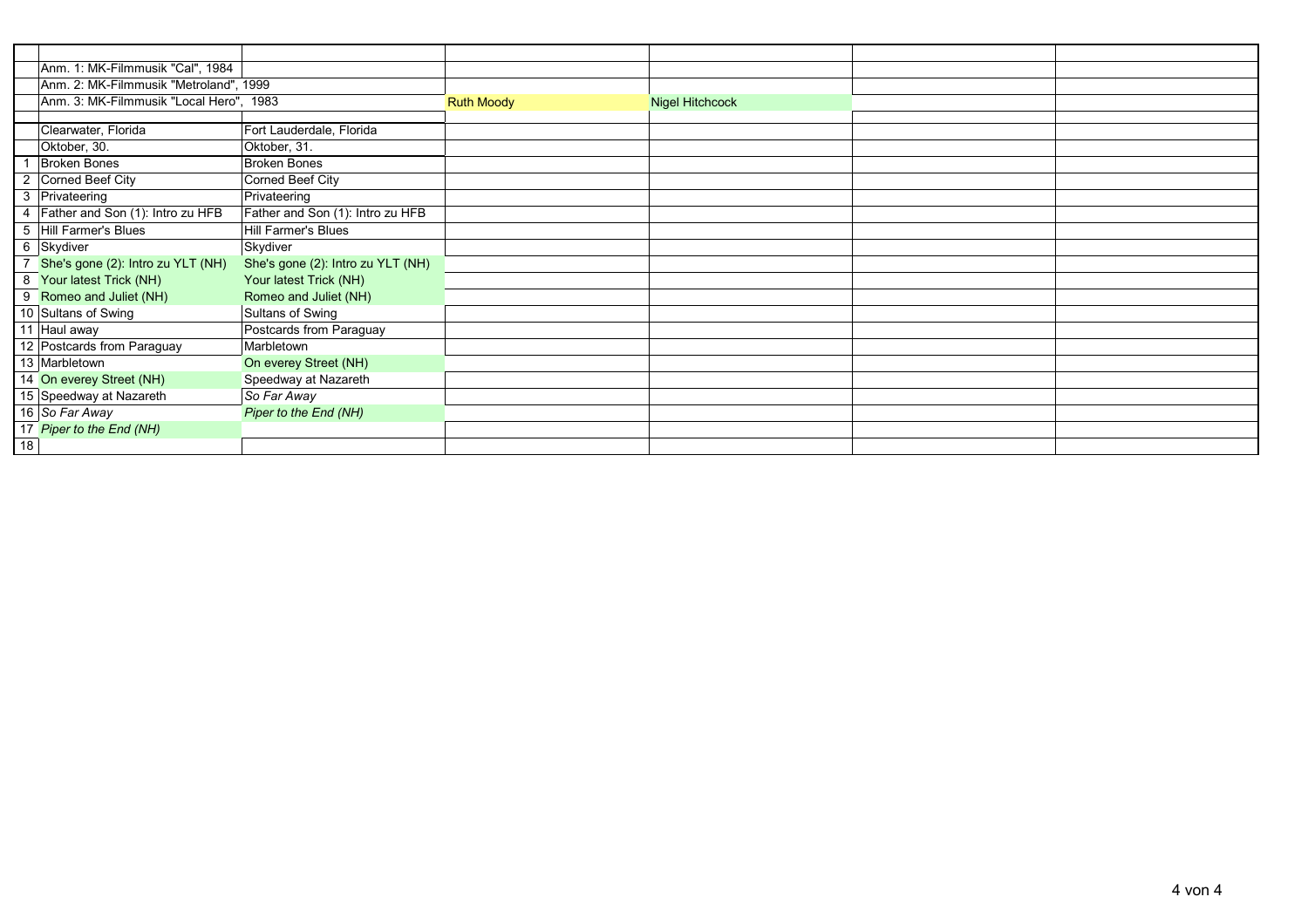| | | | | | | |
|---|---|---|---|---|---|---|
| | Anm. 1: MK-Filmmusik "Cal", 1984 | | | | | |
| | Anm. 2: MK-Filmmusik "Metroland", 1999 | | | | | |
| | Anm. 3: MK-Filmmusik "Local Hero", 1983 | | Ruth Moody | Nigel Hitchcock | | |
| | | | | | | |
| | Clearwater, Florida | Fort Lauderdale, Florida | | | | |
| | Oktober, 30. | Oktober, 31. | | | | |
| 1 | Broken Bones | Broken Bones | | | | |
| 2 | Corned Beef City | Corned Beef City | | | | |
| 3 | Privateering | Privateering | | | | |
| 4 | Father and Son (1): Intro zu HFB | Father and Son (1): Intro zu HFB | | | | |
| 5 | Hill Farmer's Blues | Hill Farmer's Blues | | | | |
| 6 | Skydiver | Skydiver | | | | |
| 7 | She's gone (2): Intro zu YLT (NH) | She's gone (2): Intro zu YLT (NH) | | | | |
| 8 | Your latest Trick (NH) | Your latest Trick (NH) | | | | |
| 9 | Romeo and Juliet (NH) | Romeo and Juliet (NH) | | | | |
| 10 | Sultans of Swing | Sultans of Swing | | | | |
| 11 | Haul away | Postcards from Paraguay | | | | |
| 12 | Postcards from Paraguay | Marbletown | | | | |
| 13 | Marbletown | On everey Street (NH) | | | | |
| 14 | On everey Street (NH) | Speedway at Nazareth | | | | |
| 15 | Speedway at Nazareth | *So Far Away* | | | | |
| 16 | *So Far Away* | *Piper to the End (NH)* | | | | |
| 17 | *Piper to the End (NH)* | | | | | |
| 18 | | | | | | |